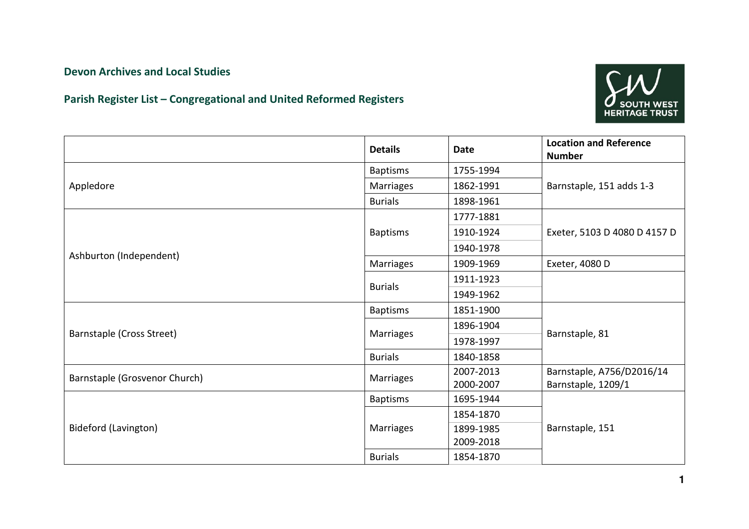**Devon Archives and Local Studies**

**Parish Register List – Congregational and United Reformed Registers**

| | Details | Date | Location and Reference Number |
|---|---|---|---|
| Appledore | Baptisms | 1755-1994 | Barnstaple, 151 adds 1-3 |
| | Marriages | 1862-1991 | |
| | Burials | 1898-1961 | |
| Ashburton (Independent) | Baptisms | 1777-1881 | Exeter, 5103 D 4080 D 4157 D |
| | | 1910-1924 | |
| | | 1940-1978 | |
| | Marriages | 1909-1969 | Exeter, 4080 D |
| | Burials | 1911-1923 | |
| | | 1949-1962 | |
| Barnstaple (Cross Street) | Baptisms | 1851-1900 | Barnstaple, 81 |
| | Marriages | 1896-1904 | |
| | | 1978-1997 | |
| | Burials | 1840-1858 | |
| Barnstaple (Grosvenor Church) | Marriages | 2007-2013<br>2000-2007 | Barnstaple, A756/D2016/14<br>Barnstaple, 1209/1 |
| Bideford (Lavington) | Baptisms | 1695-1944 | Barnstaple, 151 |
| | Marriages | 1854-1870 | |
| | | 1899-1985<br>2009-2018 | |
| | Burials | 1854-1870 | |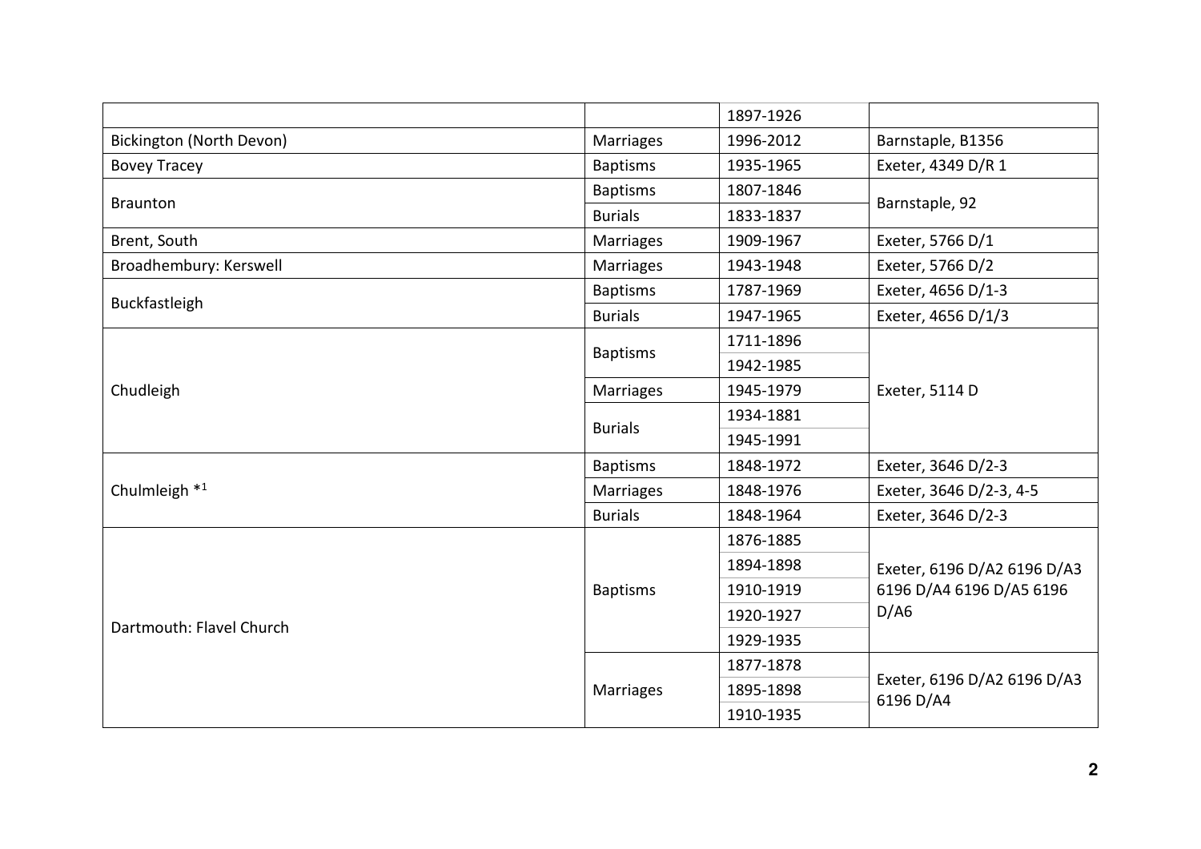| | | | |
|---|---|---|---|
| | | 1897-1926 | |
| Bickington (North Devon) | Marriages | 1996-2012 | Barnstaple, B1356 |
| Bovey Tracey | Baptisms | 1935-1965 | Exeter, 4349 D/R 1 |
| Braunton | Baptisms | 1807-1846 | Barnstaple, 92 |
| | Burials | 1833-1837 | |
| Brent, South | Marriages | 1909-1967 | Exeter, 5766 D/1 |
| Broadhembury: Kerswell | Marriages | 1943-1948 | Exeter, 5766 D/2 |
| Buckfastleigh | Baptisms | 1787-1969 | Exeter, 4656 D/1-3 |
| | Burials | 1947-1965 | Exeter, 4656 D/1/3 |
| Chudleigh | Baptisms | 1711-1896 | Exeter, 5114 D |
| | | 1942-1985 | |
| | Marriages | 1945-1979 | |
| | Burials | 1934-1881 | |
| | | 1945-1991 | |
| Chulmleigh *[1] | Baptisms | 1848-1972 | Exeter, 3646 D/2-3 |
| | Marriages | 1848-1976 | Exeter, 3646 D/2-3, 4-5 |
| | Burials | 1848-1964 | Exeter, 3646 D/2-3 |
| Dartmouth: Flavel Church | Baptisms | 1876-1885 | Exeter, 6196 D/A2 6196 D/A3 6196 D/A4 6196 D/A5 6196 D/A6 |
| | | 1894-1898 | |
| | | 1910-1919 | |
| | | 1920-1927 | |
| | | 1929-1935 | |
| | Marriages | 1877-1878 | Exeter, 6196 D/A2 6196 D/A3 6196 D/A4 |
| | | 1895-1898 | |
| | | 1910-1935 | |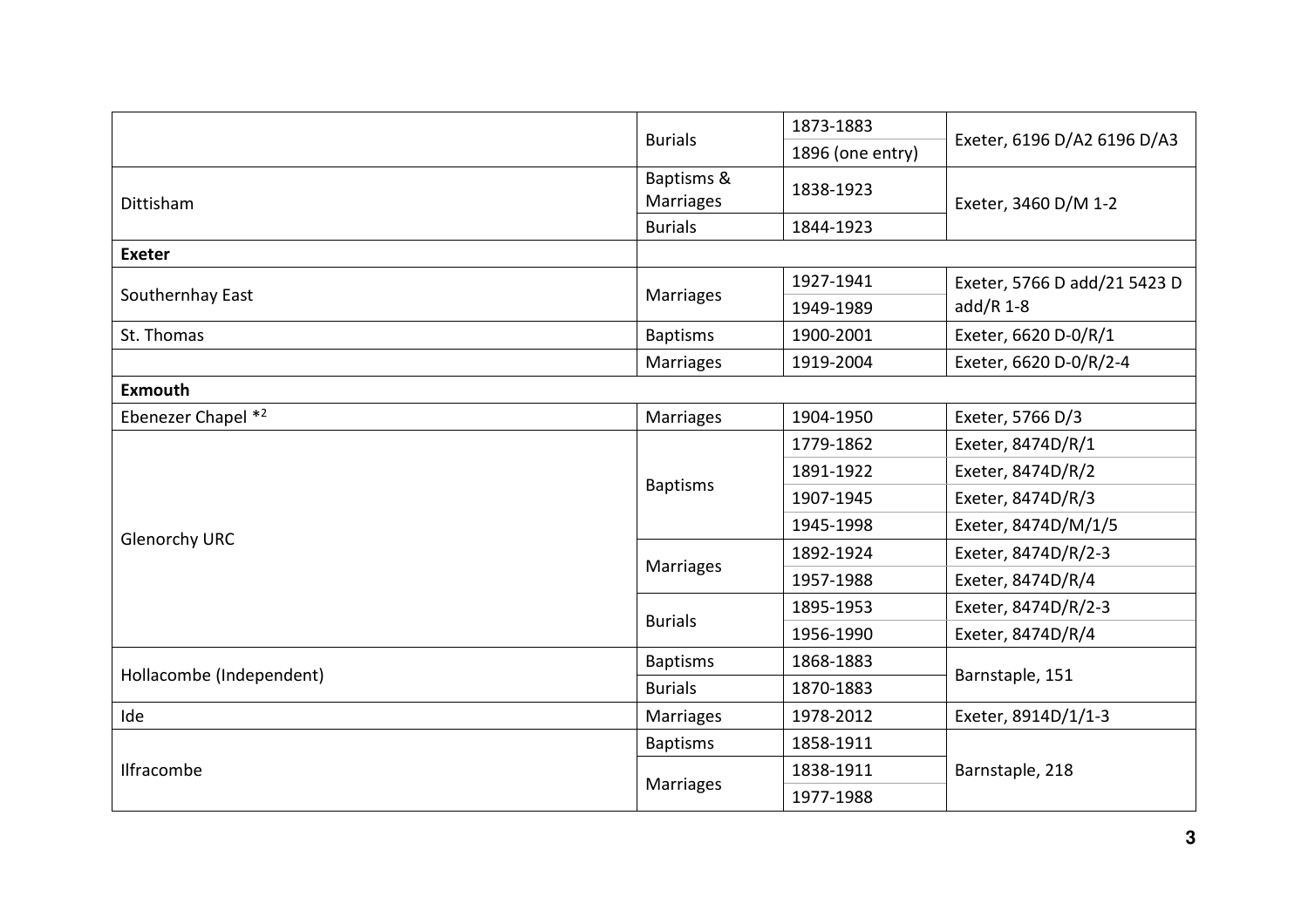| | | | |
|---|---|---|---|
| | Burials | 1873-1883 | Exeter, 6196 D/A2 6196 D/A3 |
| | | 1896 (one entry) | |
| Dittisham | Baptisms & Marriages | 1838-1923 | Exeter, 3460 D/M 1-2 |
| | Burials | 1844-1923 | |
| **Exeter** | | | |
| Southernhay East | Marriages | 1927-1941 | Exeter, 5766 D add/21 5423 D add/R 1-8 |
| | | 1949-1989 | |
| St. Thomas | Baptisms | 1900-2001 | Exeter, 6620 D-0/R/1 |
| | Marriages | 1919-2004 | Exeter, 6620 D-0/R/2-4 |
| **Exmouth** | | | |
| Ebenezer Chapel *[2] | Marriages | 1904-1950 | Exeter, 5766 D/3 |
| Glenorchy URC | Baptisms | 1779-1862 | Exeter, 8474D/R/1 |
| | | 1891-1922 | Exeter, 8474D/R/2 |
| | | 1907-1945 | Exeter, 8474D/R/3 |
| | | 1945-1998 | Exeter, 8474D/M/1/5 |
| | Marriages | 1892-1924 | Exeter, 8474D/R/2-3 |
| | | 1957-1988 | Exeter, 8474D/R/4 |
| | Burials | 1895-1953 | Exeter, 8474D/R/2-3 |
| | | 1956-1990 | Exeter, 8474D/R/4 |
| Hollacombe (Independent) | Baptisms | 1868-1883 | Barnstaple, 151 |
| | Burials | 1870-1883 | |
| Ide | Marriages | 1978-2012 | Exeter, 8914D/1/1-3 |
| Ilfracombe | Baptisms | 1858-1911 | Barnstaple, 218 |
| | Marriages | 1838-1911 | |
| | | 1977-1988 | |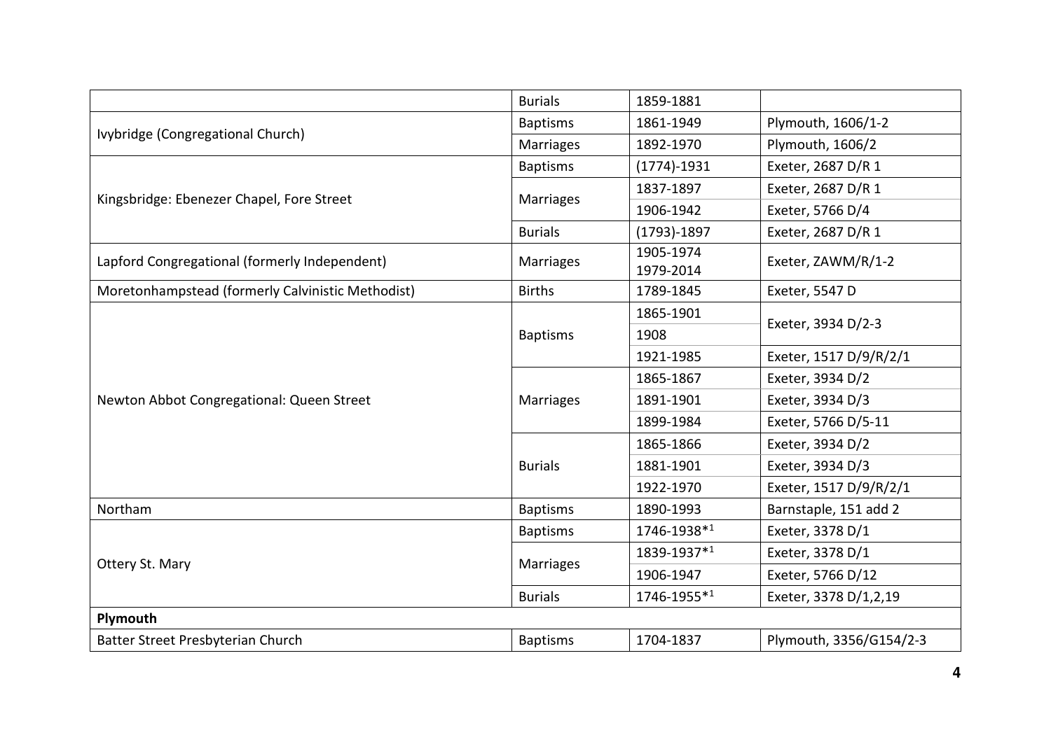| | | | |
|---|---|---|---|
| | Burials | 1859-1881 | |
| Ivybridge (Congregational Church) | Baptisms | 1861-1949 | Plymouth, 1606/1-2 |
| | Marriages | 1892-1970 | Plymouth, 1606/2 |
| Kingsbridge: Ebenezer Chapel, Fore Street | Baptisms | (1774)-1931 | Exeter, 2687 D/R 1 |
| | Marriages | 1837-1897 | Exeter, 2687 D/R 1 |
| | | 1906-1942 | Exeter, 5766 D/4 |
| | Burials | (1793)-1897 | Exeter, 2687 D/R 1 |
| Lapford Congregational (formerly Independent) | Marriages | 1905-1974<br>1979-2014 | Exeter, ZAWM/R/1-2 |
| Moretonhampstead (formerly Calvinistic Methodist) | Births | 1789-1845 | Exeter, 5547 D |
| Newton Abbot Congregational: Queen Street | Baptisms | 1865-1901 | Exeter, 3934 D/2-3 |
| | | 1908 | |
| | | 1921-1985 | Exeter, 1517 D/9/R/2/1 |
| | Marriages | 1865-1867 | Exeter, 3934 D/2 |
| | | 1891-1901 | Exeter, 3934 D/3 |
| | | 1899-1984 | Exeter, 5766 D/5-11 |
| | Burials | 1865-1866 | Exeter, 3934 D/2 |
| | | 1881-1901 | Exeter, 3934 D/3 |
| | | 1922-1970 | Exeter, 1517 D/9/R/2/1 |
| Northam | Baptisms | 1890-1993 | Barnstaple, 151 add 2 |
| Ottery St. Mary | Baptisms | 1746-1938*[1] | Exeter, 3378 D/1 |
| | Marriages | 1839-1937*[1] | Exeter, 3378 D/1 |
| | | 1906-1947 | Exeter, 5766 D/12 |
| | Burials | 1746-1955*[1] | Exeter, 3378 D/1,2,19 |
| **Plymouth** | | | |
| Batter Street Presbyterian Church | Baptisms | 1704-1837 | Plymouth, 3356/G154/2-3 |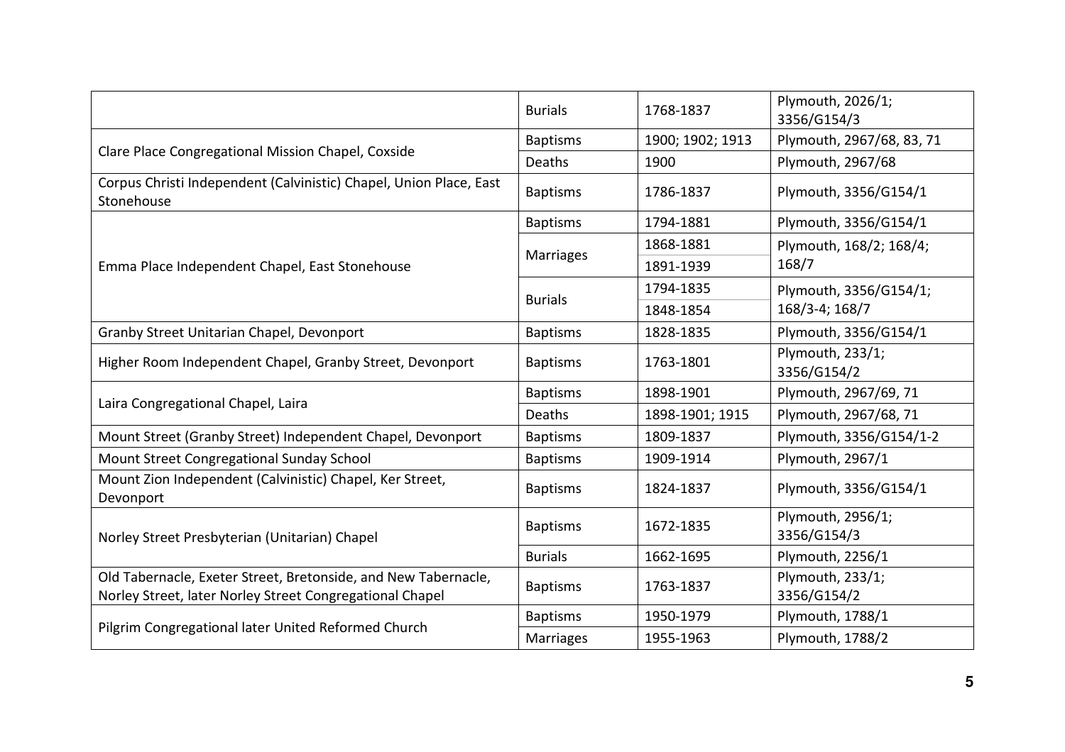| | | | |
|---|---|---|---|
| | Burials | 1768-1837 | Plymouth, 2026/1; 3356/G154/3 |
| Clare Place Congregational Mission Chapel, Coxside | Baptisms | 1900; 1902; 1913 | Plymouth, 2967/68, 83, 71 |
| | Deaths | 1900 | Plymouth, 2967/68 |
| Corpus Christi Independent (Calvinistic) Chapel, Union Place, East Stonehouse | Baptisms | 1786-1837 | Plymouth, 3356/G154/1 |
| Emma Place Independent Chapel, East Stonehouse | Baptisms | 1794-1881 | Plymouth, 3356/G154/1 |
| | Marriages | 1868-1881 | Plymouth, 168/2; 168/4; 168/7 |
| | | 1891-1939 | |
| | Burials | 1794-1835 | Plymouth, 3356/G154/1; 168/3-4; 168/7 |
| | | 1848-1854 | |
| Granby Street Unitarian Chapel, Devonport | Baptisms | 1828-1835 | Plymouth, 3356/G154/1 |
| Higher Room Independent Chapel, Granby Street, Devonport | Baptisms | 1763-1801 | Plymouth, 233/1; 3356/G154/2 |
| Laira Congregational Chapel, Laira | Baptisms | 1898-1901 | Plymouth, 2967/69, 71 |
| | Deaths | 1898-1901; 1915 | Plymouth, 2967/68, 71 |
| Mount Street (Granby Street) Independent Chapel, Devonport | Baptisms | 1809-1837 | Plymouth, 3356/G154/1-2 |
| Mount Street Congregational Sunday School | Baptisms | 1909-1914 | Plymouth, 2967/1 |
| Mount Zion Independent (Calvinistic) Chapel, Ker Street, Devonport | Baptisms | 1824-1837 | Plymouth, 3356/G154/1 |
| Norley Street Presbyterian (Unitarian) Chapel | Baptisms | 1672-1835 | Plymouth, 2956/1; 3356/G154/3 |
| | Burials | 1662-1695 | Plymouth, 2256/1 |
| Old Tabernacle, Exeter Street, Bretonside, and New Tabernacle, Norley Street, later Norley Street Congregational Chapel | Baptisms | 1763-1837 | Plymouth, 233/1; 3356/G154/2 |
| Pilgrim Congregational later United Reformed Church | Baptisms | 1950-1979 | Plymouth, 1788/1 |
| | Marriages | 1955-1963 | Plymouth, 1788/2 |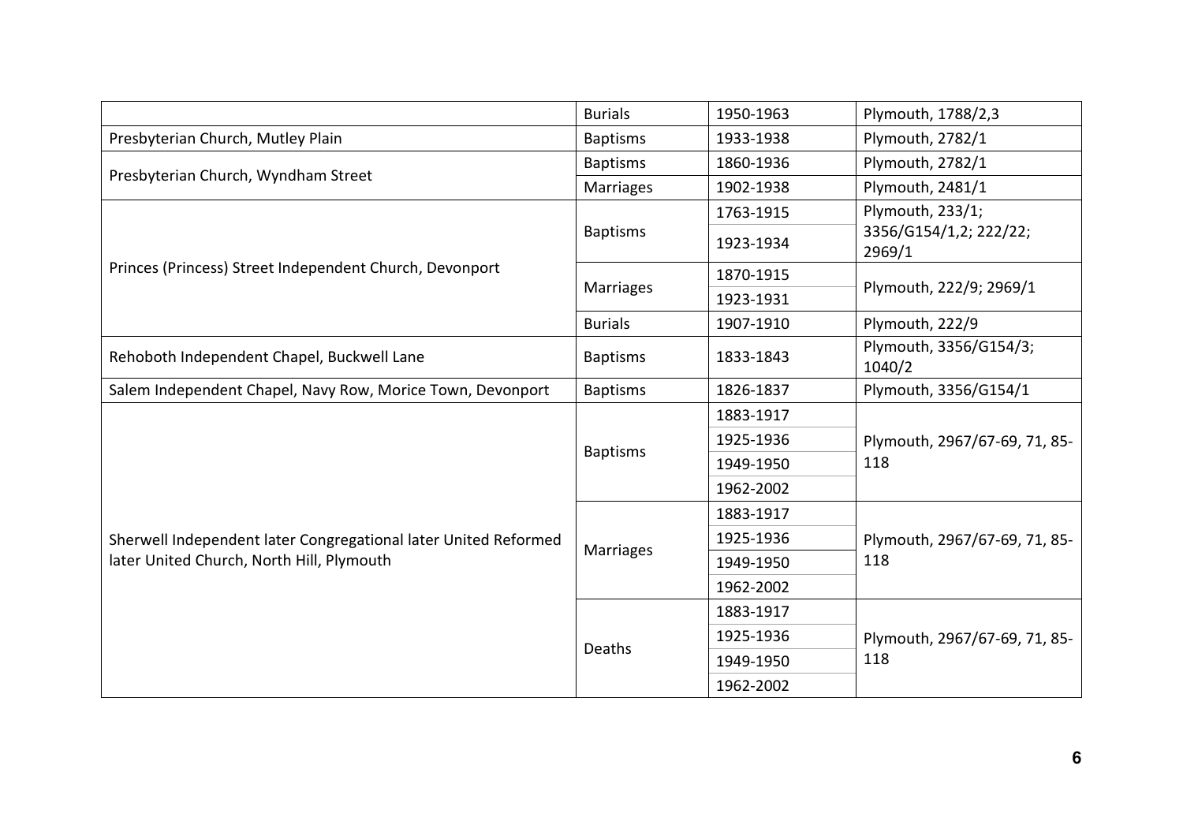| | | | |
|---|---|---|---|
| | Burials | 1950-1963 | Plymouth, 1788/2,3 |
| Presbyterian Church, Mutley Plain | Baptisms | 1933-1938 | Plymouth, 2782/1 |
| Presbyterian Church, Wyndham Street | Baptisms | 1860-1936 | Plymouth, 2782/1 |
| | Marriages | 1902-1938 | Plymouth, 2481/1 |
| Princes (Princess) Street Independent Church, Devonport | Baptisms | 1763-1915 | Plymouth, 233/1; 3356/G154/1,2; 222/22; 2969/1 |
| | | 1923-1934 | |
| | Marriages | 1870-1915 | Plymouth, 222/9; 2969/1 |
| | | 1923-1931 | |
| | Burials | 1907-1910 | Plymouth, 222/9 |
| Rehoboth Independent Chapel, Buckwell Lane | Baptisms | 1833-1843 | Plymouth, 3356/G154/3; 1040/2 |
| Salem Independent Chapel, Navy Row, Morice Town, Devonport | Baptisms | 1826-1837 | Plymouth, 3356/G154/1 |
| Sherwell Independent later Congregational later United Reformed later United Church, North Hill, Plymouth | Baptisms | 1883-1917 | Plymouth, 2967/67-69, 71, 85-118 |
| | | 1925-1936 | |
| | | 1949-1950 | |
| | | 1962-2002 | |
| | Marriages | 1883-1917 | Plymouth, 2967/67-69, 71, 85-118 |
| | | 1925-1936 | |
| | | 1949-1950 | |
| | | 1962-2002 | |
| | Deaths | 1883-1917 | Plymouth, 2967/67-69, 71, 85-118 |
| | | 1925-1936 | |
| | | 1949-1950 | |
| | | 1962-2002 | |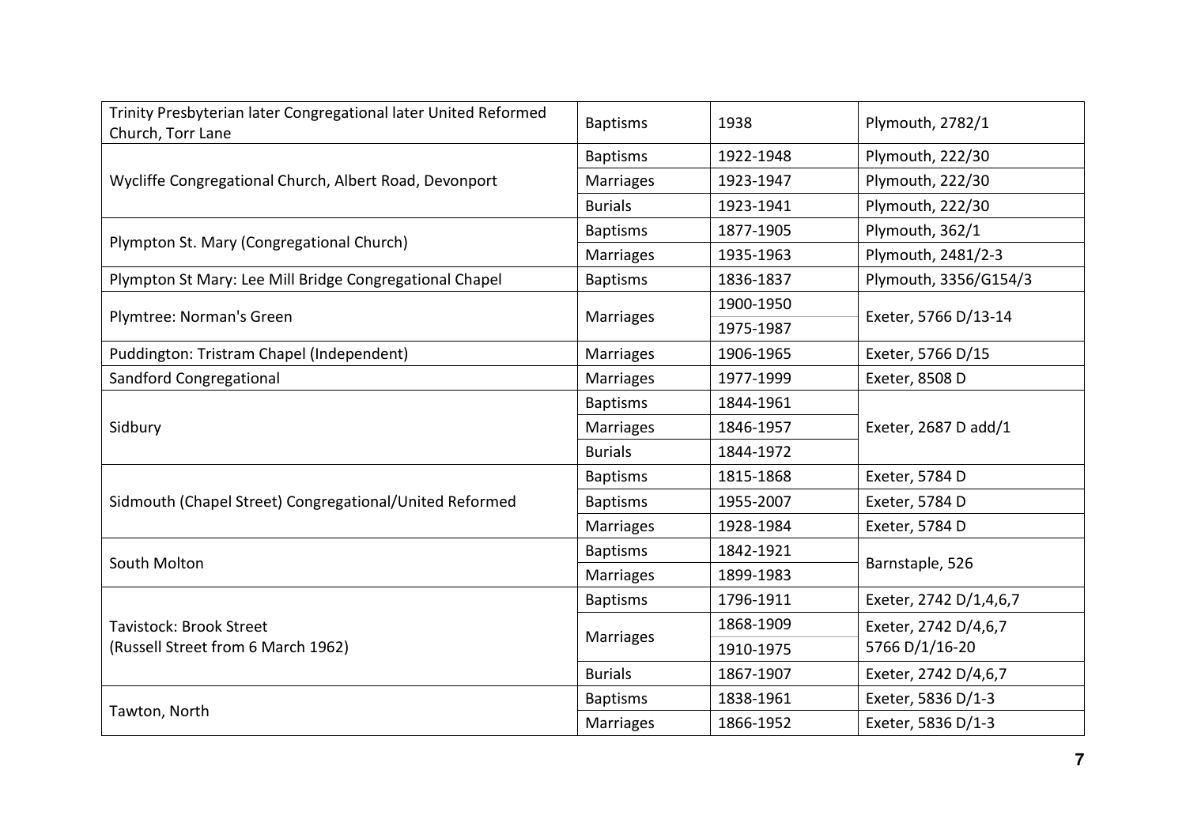| | | | |
|---|---|---|---|
| Trinity Presbyterian later Congregational later United Reformed Church, Torr Lane | Baptisms | 1938 | Plymouth, 2782/1 |
| Wycliffe Congregational Church, Albert Road, Devonport | Baptisms | 1922-1948 | Plymouth, 222/30 |
| | Marriages | 1923-1947 | Plymouth, 222/30 |
| | Burials | 1923-1941 | Plymouth, 222/30 |
| Plympton St. Mary (Congregational Church) | Baptisms | 1877-1905 | Plymouth, 362/1 |
| | Marriages | 1935-1963 | Plymouth, 2481/2-3 |
| Plympton St Mary: Lee Mill Bridge Congregational Chapel | Baptisms | 1836-1837 | Plymouth, 3356/G154/3 |
| Plymtree: Norman's Green | Marriages | 1900-1950 | Exeter, 5766 D/13-14 |
| | | 1975-1987 | |
| Puddington: Tristram Chapel (Independent) | Marriages | 1906-1965 | Exeter, 5766 D/15 |
| Sandford Congregational | Marriages | 1977-1999 | Exeter, 8508 D |
| Sidbury | Baptisms | 1844-1961 | Exeter, 2687 D add/1 |
| | Marriages | 1846-1957 | |
| | Burials | 1844-1972 | |
| Sidmouth (Chapel Street) Congregational/United Reformed | Baptisms | 1815-1868 | Exeter, 5784 D |
| | Baptisms | 1955-2007 | Exeter, 5784 D |
| | Marriages | 1928-1984 | Exeter, 5784 D |
| South Molton | Baptisms | 1842-1921 | Barnstaple, 526 |
| | Marriages | 1899-1983 | |
| Tavistock: Brook Street (Russell Street from 6 March 1962) | Baptisms | 1796-1911 | Exeter, 2742 D/1,4,6,7 |
| | Marriages | 1868-1909 | Exeter, 2742 D/4,6,7 |
| | | 1910-1975 | 5766 D/1/16-20 |
| | Burials | 1867-1907 | Exeter, 2742 D/4,6,7 |
| Tawton, North | Baptisms | 1838-1961 | Exeter, 5836 D/1-3 |
| | Marriages | 1866-1952 | Exeter, 5836 D/1-3 |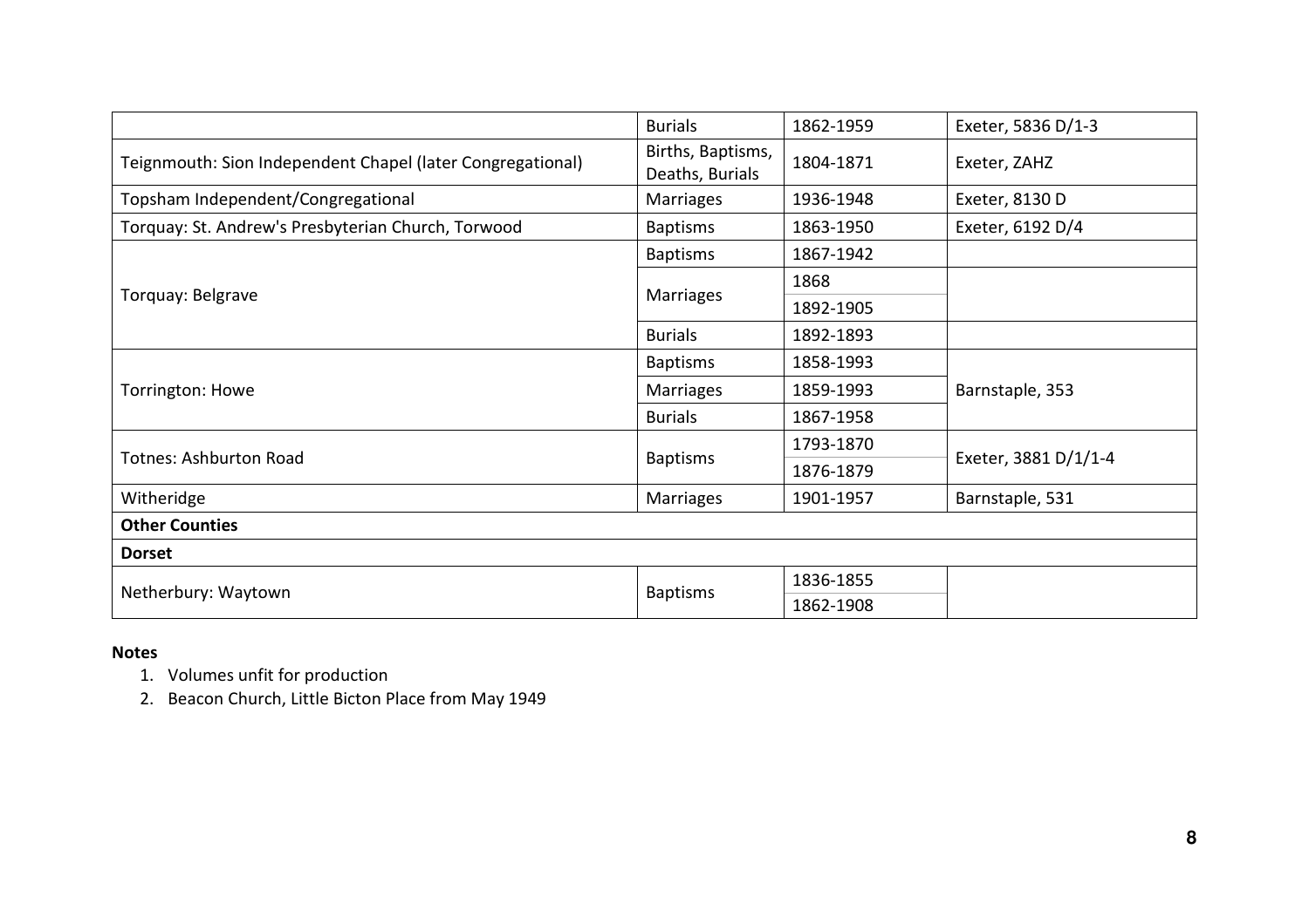| | | | |
|---|---|---|---|
| | Burials | 1862-1959 | Exeter, 5836 D/1-3 |
| Teignmouth: Sion Independent Chapel (later Congregational) | Births, Baptisms, Deaths, Burials | 1804-1871 | Exeter, ZAHZ |
| Topsham Independent/Congregational | Marriages | 1936-1948 | Exeter, 8130 D |
| Torquay: St. Andrew's Presbyterian Church, Torwood | Baptisms | 1863-1950 | Exeter, 6192 D/4 |
| Torquay: Belgrave | Baptisms | 1867-1942 | |
| | Marriages | 1868 | |
| | | 1892-1905 | |
| | Burials | 1892-1893 | |
| Torrington: Howe | Baptisms | 1858-1993 | Barnstaple, 353 |
| | Marriages | 1859-1993 | |
| | Burials | 1867-1958 | |
| Totnes: Ashburton Road | Baptisms | 1793-1870 | Exeter, 3881 D/1/1-4 |
| | | 1876-1879 | |
| Witheridge | Marriages | 1901-1957 | Barnstaple, 531 |
| **Other Counties** | | | |
| **Dorset** | | | |
| Netherbury: Waytown | Baptisms | 1836-1855 | |
| | | 1862-1908 | |

**Notes**

1. Volumes unfit for production
2. Beacon Church, Little Bicton Place from May 1949